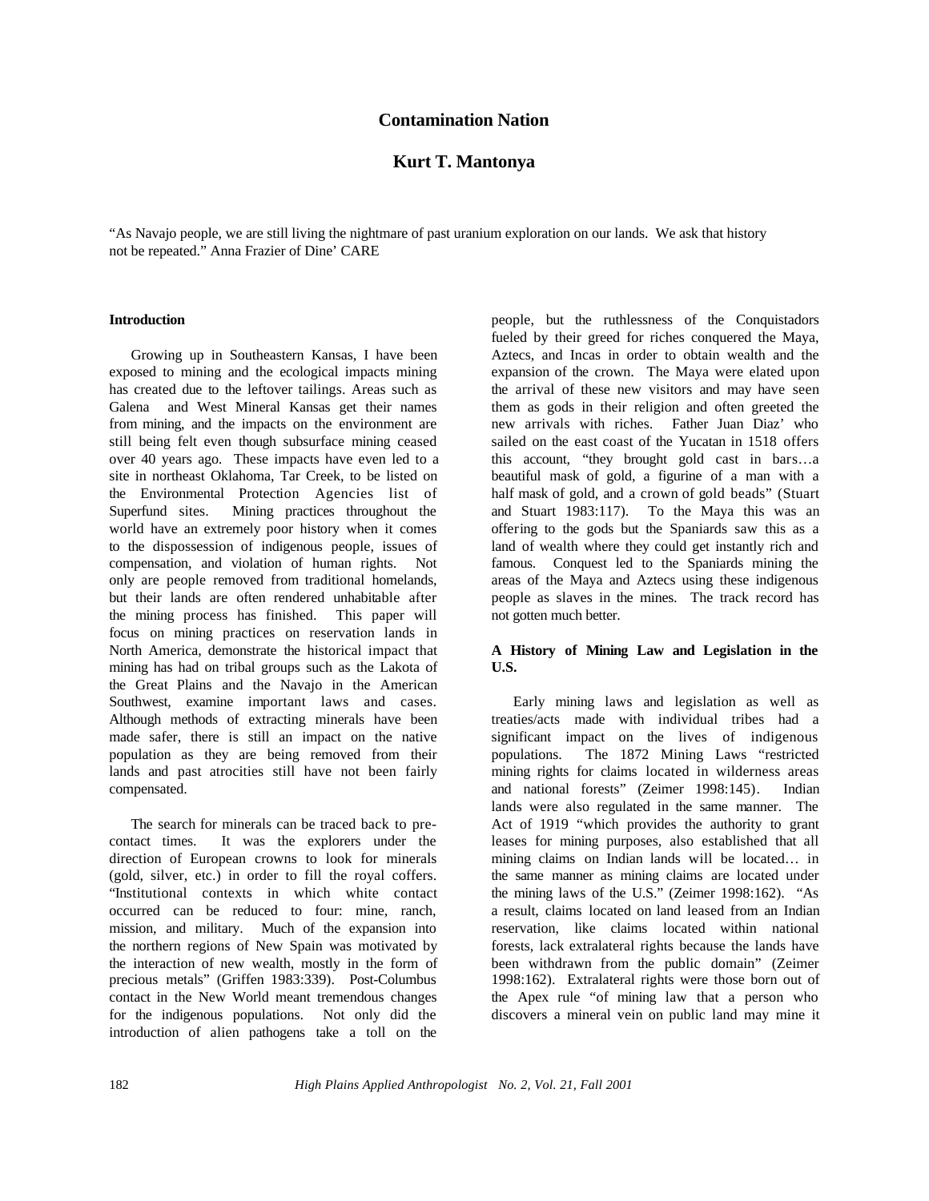# Contamination Nation

## Kurt T. Mantonya

"As Navajo people, we are still living the nightmare of past uranium exploration on our lands. We ask that history not be repeated." Anna Frazier of Dine' CARE

### Introduction

Growing up in Southeastern Kansas, I have been exposed to mining and the ecological impacts mining has created due to the leftover tailings. Areas such as Galena and West Mineral Kansas get their names from mining, and the impacts on the environment are still being felt even though subsurface mining ceased over 40 years ago. These impacts have even led to a site in northeast Oklahoma, Tar Creek, to be listed on the Environmental Protection Agencies list of Superfund sites. Mining practices throughout the world have an extremely poor history when it comes to the dispossession of indigenous people, issues of compensation, and violation of human rights. Not only are people removed from traditional homelands, but their lands are often rendered unhabitable after the mining process has finished. This paper will focus on mining practices on reservation lands in North America, demonstrate the historical impact that mining has had on tribal groups such as the Lakota of the Great Plains and the Navajo in the American Southwest, examine important laws and cases. Although methods of extracting minerals have been made safer, there is still an impact on the native population as they are being removed from their lands and past atrocities still have not been fairly compensated.

The search for minerals can be traced back to pre-contact times. It was the explorers under the direction of European crowns to look for minerals (gold, silver, etc.) in order to fill the royal coffers. "Institutional contexts in which white contact occurred can be reduced to four: mine, ranch, mission, and military. Much of the expansion into the northern regions of New Spain was motivated by the interaction of new wealth, mostly in the form of precious metals" (Griffen 1983:339). Post-Columbus contact in the New World meant tremendous changes for the indigenous populations. Not only did the introduction of alien pathogens take a toll on the people, but the ruthlessness of the Conquistadors fueled by their greed for riches conquered the Maya, Aztecs, and Incas in order to obtain wealth and the expansion of the crown. The Maya were elated upon the arrival of these new visitors and may have seen them as gods in their religion and often greeted the new arrivals with riches. Father Juan Diaz' who sailed on the east coast of the Yucatan in 1518 offers this account, "they brought gold cast in bars…a beautiful mask of gold, a figurine of a man with a half mask of gold, and a crown of gold beads" (Stuart and Stuart 1983:117). To the Maya this was an offering to the gods but the Spaniards saw this as a land of wealth where they could get instantly rich and famous. Conquest led to the Spaniards mining the areas of the Maya and Aztecs using these indigenous people as slaves in the mines. The track record has not gotten much better.

### A History of Mining Law and Legislation in the U.S.

Early mining laws and legislation as well as treaties/acts made with individual tribes had a significant impact on the lives of indigenous populations. The 1872 Mining Laws "restricted mining rights for claims located in wilderness areas and national forests" (Zeimer 1998:145). Indian lands were also regulated in the same manner. The Act of 1919 "which provides the authority to grant leases for mining purposes, also established that all mining claims on Indian lands will be located… in the same manner as mining claims are located under the mining laws of the U.S." (Zeimer 1998:162). "As a result, claims located on land leased from an Indian reservation, like claims located within national forests, lack extralateral rights because the lands have been withdrawn from the public domain" (Zeimer 1998:162). Extralateral rights were those born out of the Apex rule "of mining law that a person who discovers a mineral vein on public land may mine it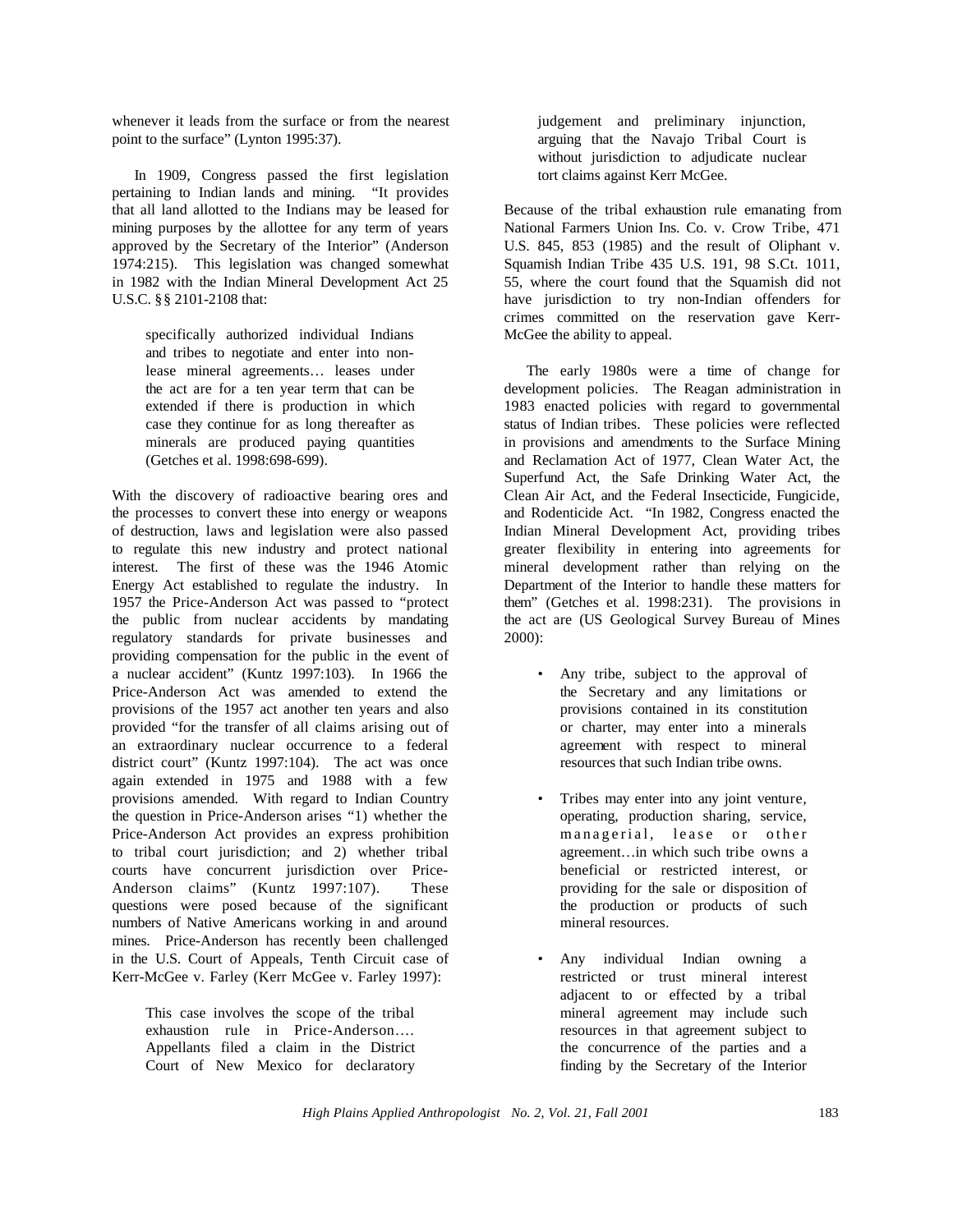whenever it leads from the surface or from the nearest point to the surface" (Lynton 1995:37).

In 1909, Congress passed the first legislation pertaining to Indian lands and mining. "It provides that all land allotted to the Indians may be leased for mining purposes by the allottee for any term of years approved by the Secretary of the Interior" (Anderson 1974:215). This legislation was changed somewhat in 1982 with the Indian Mineral Development Act 25 U.S.C. §§ 2101-2108 that:

> specifically authorized individual Indians and tribes to negotiate and enter into non-lease mineral agreements… leases under the act are for a ten year term that can be extended if there is production in which case they continue for as long thereafter as minerals are produced paying quantities (Getches et al. 1998:698-699).

With the discovery of radioactive bearing ores and the processes to convert these into energy or weapons of destruction, laws and legislation were also passed to regulate this new industry and protect national interest. The first of these was the 1946 Atomic Energy Act established to regulate the industry. In 1957 the Price-Anderson Act was passed to "protect the public from nuclear accidents by mandating regulatory standards for private businesses and providing compensation for the public in the event of a nuclear accident" (Kuntz 1997:103). In 1966 the Price-Anderson Act was amended to extend the provisions of the 1957 act another ten years and also provided "for the transfer of all claims arising out of an extraordinary nuclear occurrence to a federal district court" (Kuntz 1997:104). The act was once again extended in 1975 and 1988 with a few provisions amended. With regard to Indian Country the question in Price-Anderson arises "1) whether the Price-Anderson Act provides an express prohibition to tribal court jurisdiction; and 2) whether tribal courts have concurrent jurisdiction over Price-Anderson claims" (Kuntz 1997:107). These questions were posed because of the significant numbers of Native Americans working in and around mines. Price-Anderson has recently been challenged in the U.S. Court of Appeals, Tenth Circuit case of Kerr-McGee v. Farley (Kerr McGee v. Farley 1997):

> This case involves the scope of the tribal exhaustion rule in Price-Anderson…. Appellants filed a claim in the District Court of New Mexico for declaratory judgement and preliminary injunction, arguing that the Navajo Tribal Court is without jurisdiction to adjudicate nuclear tort claims against Kerr McGee.

Because of the tribal exhaustion rule emanating from National Farmers Union Ins. Co. v. Crow Tribe, 471 U.S. 845, 853 (1985) and the result of Oliphant v. Squamish Indian Tribe 435 U.S. 191, 98 S.Ct. 1011, 55, where the court found that the Squamish did not have jurisdiction to try non-Indian offenders for crimes committed on the reservation gave Kerr-McGee the ability to appeal.

The early 1980s were a time of change for development policies. The Reagan administration in 1983 enacted policies with regard to governmental status of Indian tribes. These policies were reflected in provisions and amendments to the Surface Mining and Reclamation Act of 1977, Clean Water Act, the Superfund Act, the Safe Drinking Water Act, the Clean Air Act, and the Federal Insecticide, Fungicide, and Rodenticide Act. "In 1982, Congress enacted the Indian Mineral Development Act, providing tribes greater flexibility in entering into agreements for mineral development rather than relying on the Department of the Interior to handle these matters for them" (Getches et al. 1998:231). The provisions in the act are (US Geological Survey Bureau of Mines 2000):

- Any tribe, subject to the approval of the Secretary and any limitations or provisions contained in its constitution or charter, may enter into a minerals agreement with respect to mineral resources that such Indian tribe owns.
- Tribes may enter into any joint venture, operating, production sharing, service, managerial, lease or other agreement…in which such tribe owns a beneficial or restricted interest, or providing for the sale or disposition of the production or products of such mineral resources.
- Any individual Indian owning a restricted or trust mineral interest adjacent to or effected by a tribal mineral agreement may include such resources in that agreement subject to the concurrence of the parties and a finding by the Secretary of the Interior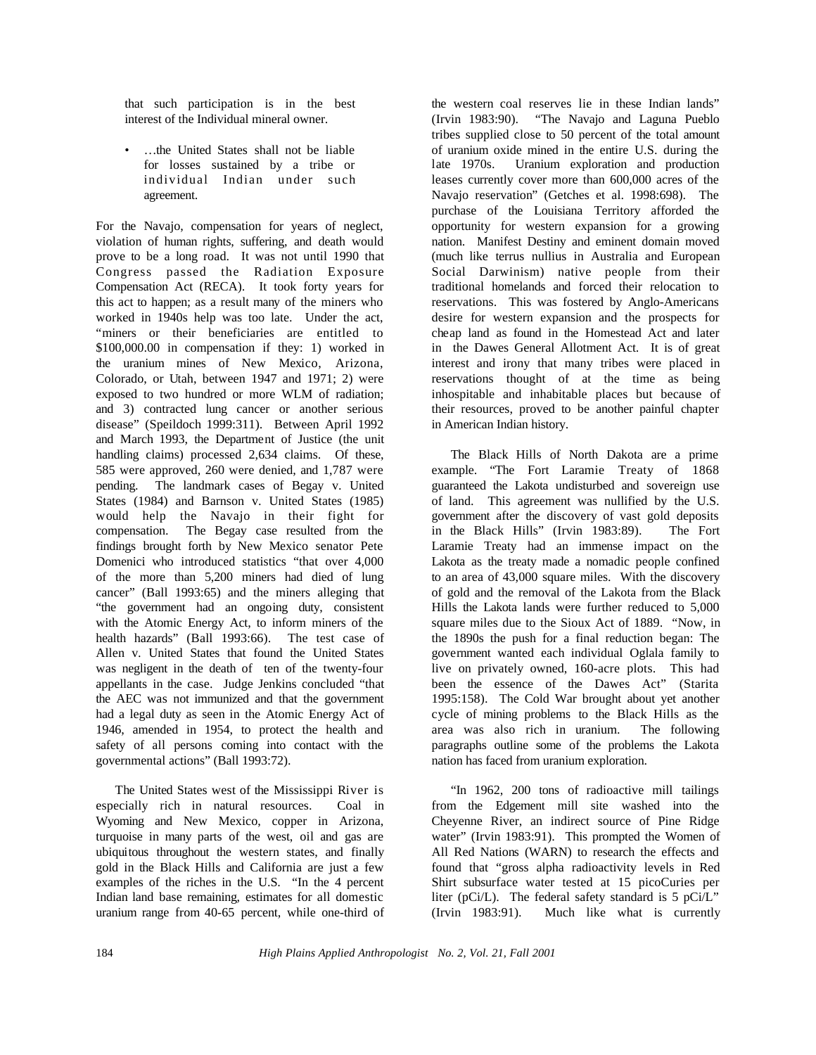that such participation is in the best interest of the Individual mineral owner.

- …the United States shall not be liable for losses sustained by a tribe or individual Indian under such agreement.

For the Navajo, compensation for years of neglect, violation of human rights, suffering, and death would prove to be a long road. It was not until 1990 that Congress passed the Radiation Exposure Compensation Act (RECA). It took forty years for this act to happen; as a result many of the miners who worked in 1940s help was too late. Under the act, "miners or their beneficiaries are entitled to $100,000.00 in compensation if they: 1) worked in the uranium mines of New Mexico, Arizona, Colorado, or Utah, between 1947 and 1971; 2) were exposed to two hundred or more WLM of radiation; and 3) contracted lung cancer or another serious disease" (Speildoch 1999:311). Between April 1992 and March 1993, the Department of Justice (the unit handling claims) processed 2,634 claims. Of these, 585 were approved, 260 were denied, and 1,787 were pending. The landmark cases of Begay v. United States (1984) and Barnson v. United States (1985) would help the Navajo in their fight for compensation. The Begay case resulted from the findings brought forth by New Mexico senator Pete Domenici who introduced statistics "that over 4,000 of the more than 5,200 miners had died of lung cancer" (Ball 1993:65) and the miners alleging that "the government had an ongoing duty, consistent with the Atomic Energy Act, to inform miners of the health hazards" (Ball 1993:66). The test case of Allen v. United States that found the United States was negligent in the death of ten of the twenty-four appellants in the case. Judge Jenkins concluded "that the AEC was not immunized and that the government had a legal duty as seen in the Atomic Energy Act of 1946, amended in 1954, to protect the health and safety of all persons coming into contact with the governmental actions" (Ball 1993:72).

The United States west of the Mississippi River is especially rich in natural resources. Coal in Wyoming and New Mexico, copper in Arizona, turquoise in many parts of the west, oil and gas are ubiquitous throughout the western states, and finally gold in the Black Hills and California are just a few examples of the riches in the U.S. "In the 4 percent Indian land base remaining, estimates for all domestic uranium range from 40-65 percent, while one-third of the western coal reserves lie in these Indian lands" (Irvin 1983:90). "The Navajo and Laguna Pueblo tribes supplied close to 50 percent of the total amount of uranium oxide mined in the entire U.S. during the late 1970s. Uranium exploration and production leases currently cover more than 600,000 acres of the Navajo reservation" (Getches et al. 1998:698). The purchase of the Louisiana Territory afforded the opportunity for western expansion for a growing nation. Manifest Destiny and eminent domain moved (much like terrus nullius in Australia and European Social Darwinism) native people from their traditional homelands and forced their relocation to reservations. This was fostered by Anglo-Americans desire for western expansion and the prospects for cheap land as found in the Homestead Act and later in the Dawes General Allotment Act. It is of great interest and irony that many tribes were placed in reservations thought of at the time as being inhospitable and inhabitable places but because of their resources, proved to be another painful chapter in American Indian history.

The Black Hills of North Dakota are a prime example. "The Fort Laramie Treaty of 1868 guaranteed the Lakota undisturbed and sovereign use of land. This agreement was nullified by the U.S. government after the discovery of vast gold deposits in the Black Hills" (Irvin 1983:89). The Fort Laramie Treaty had an immense impact on the Lakota as the treaty made a nomadic people confined to an area of 43,000 square miles. With the discovery of gold and the removal of the Lakota from the Black Hills the Lakota lands were further reduced to 5,000 square miles due to the Sioux Act of 1889. "Now, in the 1890s the push for a final reduction began: The government wanted each individual Oglala family to live on privately owned, 160-acre plots. This had been the essence of the Dawes Act" (Starita 1995:158). The Cold War brought about yet another cycle of mining problems to the Black Hills as the area was also rich in uranium. The following paragraphs outline some of the problems the Lakota nation has faced from uranium exploration.

"In 1962, 200 tons of radioactive mill tailings from the Edgement mill site washed into the Cheyenne River, an indirect source of Pine Ridge water" (Irvin 1983:91). This prompted the Women of All Red Nations (WARN) to research the effects and found that "gross alpha radioactivity levels in Red Shirt subsurface water tested at 15 picoCuries per liter (pCi/L). The federal safety standard is 5 pCi/L" (Irvin 1983:91). Much like what is currently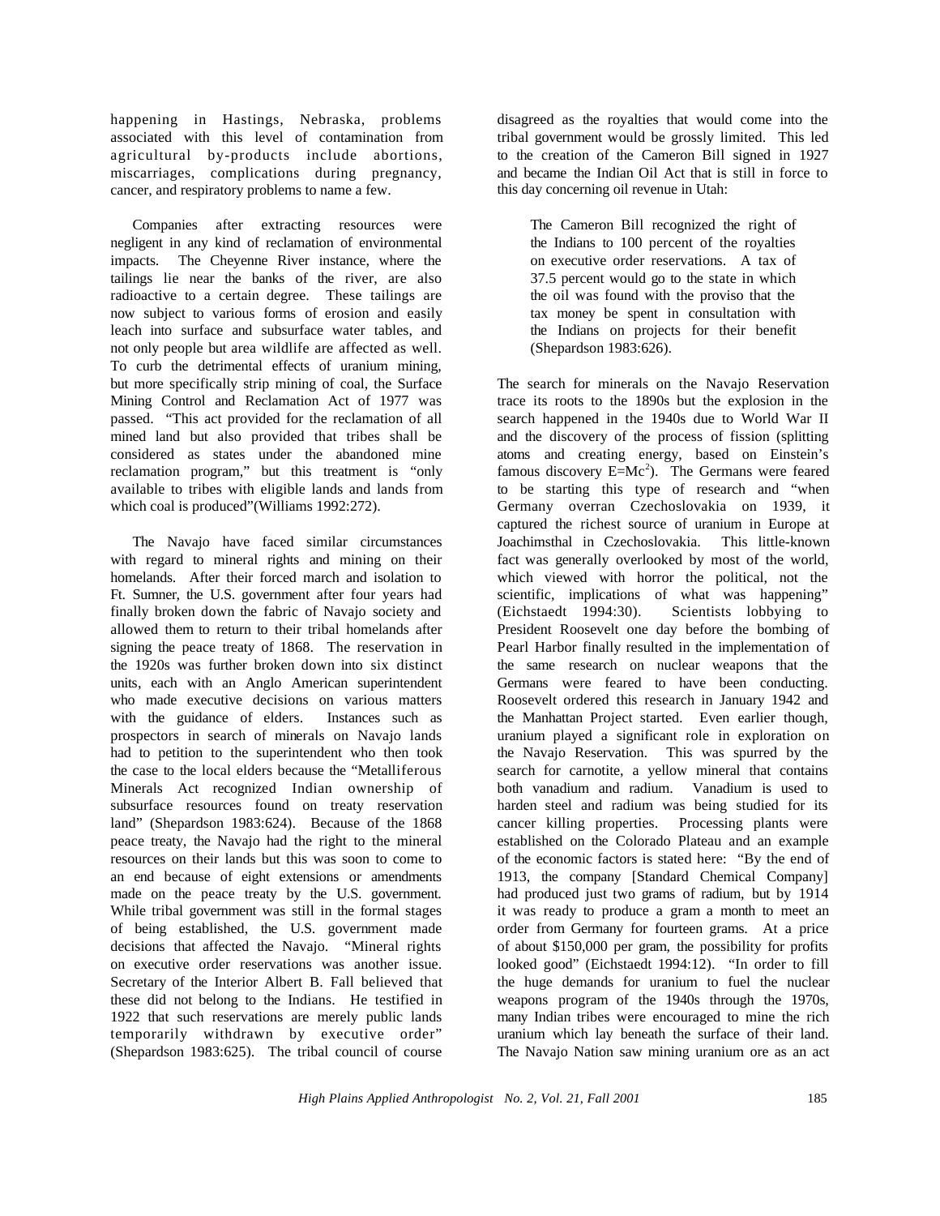happening in Hastings, Nebraska, problems associated with this level of contamination from agricultural by-products include abortions, miscarriages, complications during pregnancy, cancer, and respiratory problems to name a few.

Companies after extracting resources were negligent in any kind of reclamation of environmental impacts. The Cheyenne River instance, where the tailings lie near the banks of the river, are also radioactive to a certain degree. These tailings are now subject to various forms of erosion and easily leach into surface and subsurface water tables, and not only people but area wildlife are affected as well. To curb the detrimental effects of uranium mining, but more specifically strip mining of coal, the Surface Mining Control and Reclamation Act of 1977 was passed. "This act provided for the reclamation of all mined land but also provided that tribes shall be considered as states under the abandoned mine reclamation program," but this treatment is "only available to tribes with eligible lands and lands from which coal is produced"(Williams 1992:272).

The Navajo have faced similar circumstances with regard to mineral rights and mining on their homelands. After their forced march and isolation to Ft. Sumner, the U.S. government after four years had finally broken down the fabric of Navajo society and allowed them to return to their tribal homelands after signing the peace treaty of 1868. The reservation in the 1920s was further broken down into six distinct units, each with an Anglo American superintendent who made executive decisions on various matters with the guidance of elders. Instances such as prospectors in search of minerals on Navajo lands had to petition to the superintendent who then took the case to the local elders because the "Metalliferous Minerals Act recognized Indian ownership of subsurface resources found on treaty reservation land" (Shepardson 1983:624). Because of the 1868 peace treaty, the Navajo had the right to the mineral resources on their lands but this was soon to come to an end because of eight extensions or amendments made on the peace treaty by the U.S. government. While tribal government was still in the formal stages of being established, the U.S. government made decisions that affected the Navajo. "Mineral rights on executive order reservations was another issue. Secretary of the Interior Albert B. Fall believed that these did not belong to the Indians. He testified in 1922 that such reservations are merely public lands temporarily withdrawn by executive order" (Shepardson 1983:625). The tribal council of course disagreed as the royalties that would come into the tribal government would be grossly limited. This led to the creation of the Cameron Bill signed in 1927 and became the Indian Oil Act that is still in force to this day concerning oil revenue in Utah:

> The Cameron Bill recognized the right of the Indians to 100 percent of the royalties on executive order reservations. A tax of 37.5 percent would go to the state in which the oil was found with the proviso that the tax money be spent in consultation with the Indians on projects for their benefit (Shepardson 1983:626).

The search for minerals on the Navajo Reservation trace its roots to the 1890s but the explosion in the search happened in the 1940s due to World War II and the discovery of the process of fission (splitting atoms and creating energy, based on Einstein's famous discovery $E=Mc^2$). The Germans were feared to be starting this type of research and "when Germany overran Czechoslovakia on 1939, it captured the richest source of uranium in Europe at Joachimsthal in Czechoslovakia. This little-known fact was generally overlooked by most of the world, which viewed with horror the political, not the scientific, implications of what was happening" (Eichstaedt 1994:30). Scientists lobbying to President Roosevelt one day before the bombing of Pearl Harbor finally resulted in the implementation of the same research on nuclear weapons that the Germans were feared to have been conducting. Roosevelt ordered this research in January 1942 and the Manhattan Project started. Even earlier though, uranium played a significant role in exploration on the Navajo Reservation. This was spurred by the search for carnotite, a yellow mineral that contains both vanadium and radium. Vanadium is used to harden steel and radium was being studied for its cancer killing properties. Processing plants were established on the Colorado Plateau and an example of the economic factors is stated here: "By the end of 1913, the company [Standard Chemical Company] had produced just two grams of radium, but by 1914 it was ready to produce a gram a month to meet an order from Germany for fourteen grams. At a price of about $150,000 per gram, the possibility for profits looked good" (Eichstaedt 1994:12). "In order to fill the huge demands for uranium to fuel the nuclear weapons program of the 1940s through the 1970s, many Indian tribes were encouraged to mine the rich uranium which lay beneath the surface of their land. The Navajo Nation saw mining uranium ore as an act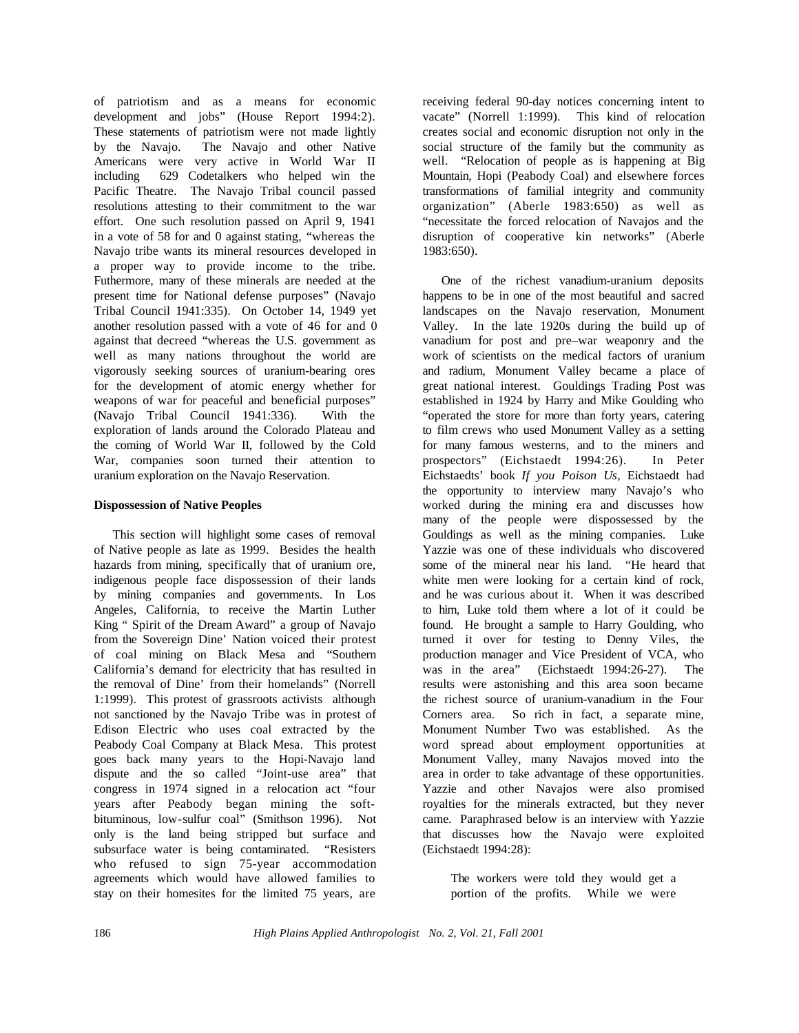of patriotism and as a means for economic development and jobs" (House Report 1994:2). These statements of patriotism were not made lightly by the Navajo. The Navajo and other Native Americans were very active in World War II including 629 Codetalkers who helped win the Pacific Theatre. The Navajo Tribal council passed resolutions attesting to their commitment to the war effort. One such resolution passed on April 9, 1941 in a vote of 58 for and 0 against stating, "whereas the Navajo tribe wants its mineral resources developed in a proper way to provide income to the tribe. Futhermore, many of these minerals are needed at the present time for National defense purposes" (Navajo Tribal Council 1941:335). On October 14, 1949 yet another resolution passed with a vote of 46 for and 0 against that decreed "whereas the U.S. government as well as many nations throughout the world are vigorously seeking sources of uranium-bearing ores for the development of atomic energy whether for weapons of war for peaceful and beneficial purposes" (Navajo Tribal Council 1941:336). With the exploration of lands around the Colorado Plateau and the coming of World War II, followed by the Cold War, companies soon turned their attention to uranium exploration on the Navajo Reservation.

**Dispossession of Native Peoples**

This section will highlight some cases of removal of Native people as late as 1999. Besides the health hazards from mining, specifically that of uranium ore, indigenous people face dispossession of their lands by mining companies and governments. In Los Angeles, California, to receive the Martin Luther King " Spirit of the Dream Award" a group of Navajo from the Sovereign Dine' Nation voiced their protest of coal mining on Black Mesa and "Southern California's demand for electricity that has resulted in the removal of Dine' from their homelands" (Norrell 1:1999). This protest of grassroots activists although not sanctioned by the Navajo Tribe was in protest of Edison Electric who uses coal extracted by the Peabody Coal Company at Black Mesa. This protest goes back many years to the Hopi-Navajo land dispute and the so called "Joint-use area" that congress in 1974 signed in a relocation act "four years after Peabody began mining the soft-bituminous, low-sulfur coal" (Smithson 1996). Not only is the land being stripped but surface and subsurface water is being contaminated. "Resisters who refused to sign 75-year accommodation agreements which would have allowed families to stay on their homesites for the limited 75 years, are receiving federal 90-day notices concerning intent to vacate" (Norrell 1:1999). This kind of relocation creates social and economic disruption not only in the social structure of the family but the community as well. "Relocation of people as is happening at Big Mountain, Hopi (Peabody Coal) and elsewhere forces transformations of familial integrity and community organization" (Aberle 1983:650) as well as "necessitate the forced relocation of Navajos and the disruption of cooperative kin networks" (Aberle 1983:650).

One of the richest vanadium-uranium deposits happens to be in one of the most beautiful and sacred landscapes on the Navajo reservation, Monument Valley. In the late 1920s during the build up of vanadium for post and pre–war weaponry and the work of scientists on the medical factors of uranium and radium, Monument Valley became a place of great national interest. Gouldings Trading Post was established in 1924 by Harry and Mike Goulding who "operated the store for more than forty years, catering to film crews who used Monument Valley as a setting for many famous westerns, and to the miners and prospectors" (Eichstaedt 1994:26). In Peter Eichstaedts' book *If you Poison Us*, Eichstaedt had the opportunity to interview many Navajo's who worked during the mining era and discusses how many of the people were dispossessed by the Gouldings as well as the mining companies. Luke Yazzie was one of these individuals who discovered some of the mineral near his land. "He heard that white men were looking for a certain kind of rock, and he was curious about it. When it was described to him, Luke told them where a lot of it could be found. He brought a sample to Harry Goulding, who turned it over for testing to Denny Viles, the production manager and Vice President of VCA, who was in the area" (Eichstaedt 1994:26-27). The results were astonishing and this area soon became the richest source of uranium-vanadium in the Four Corners area. So rich in fact, a separate mine, Monument Number Two was established. As the word spread about employment opportunities at Monument Valley, many Navajos moved into the area in order to take advantage of these opportunities. Yazzie and other Navajos were also promised royalties for the minerals extracted, but they never came. Paraphrased below is an interview with Yazzie that discusses how the Navajo were exploited (Eichstaedt 1994:28):

> The workers were told they would get a portion of the profits. While we were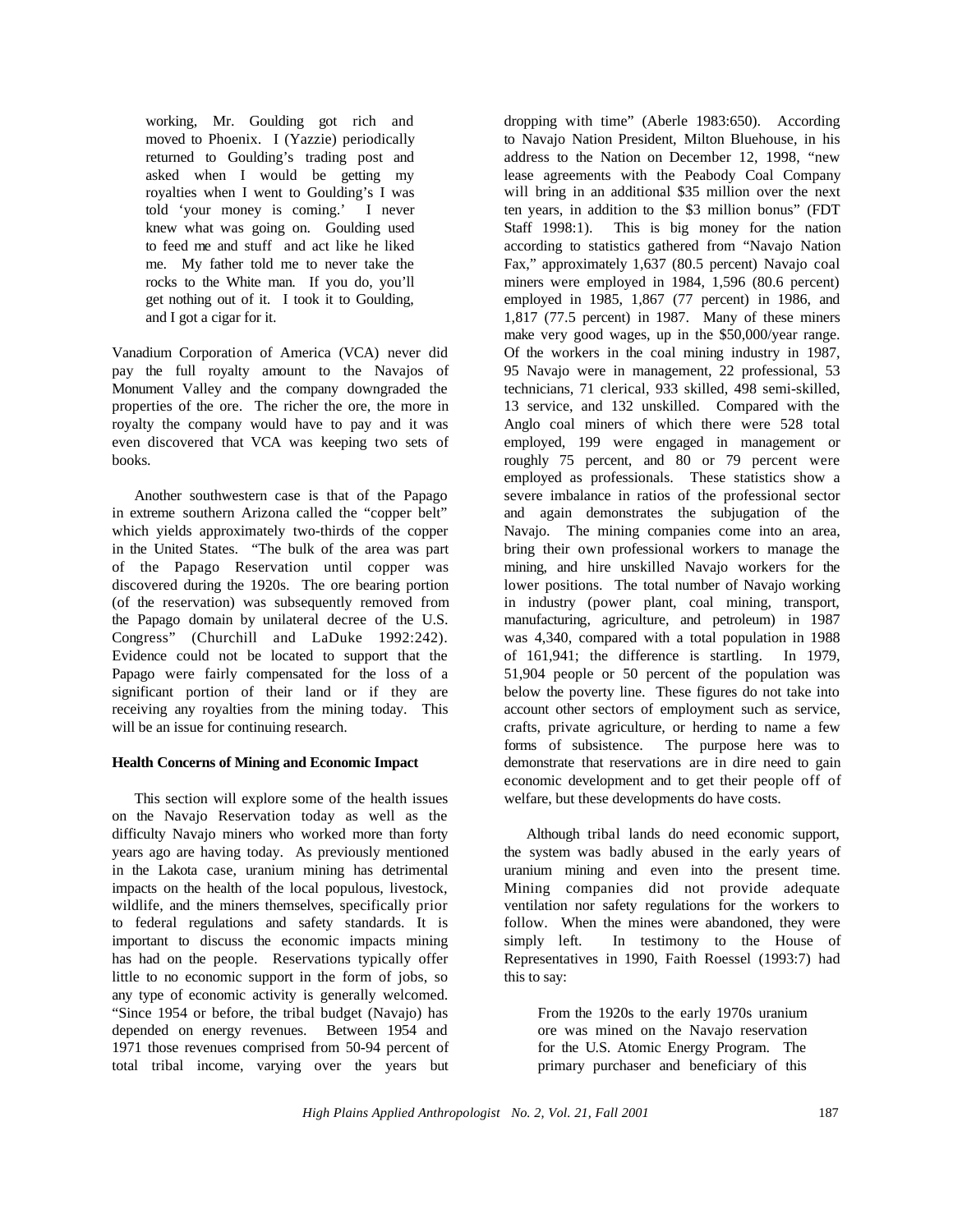> working, Mr. Goulding got rich and moved to Phoenix. I (Yazzie) periodically returned to Goulding's trading post and asked when I would be getting my royalties when I went to Goulding's I was told 'your money is coming.' I never knew what was going on. Goulding used to feed me and stuff and act like he liked me. My father told me to never take the rocks to the White man. If you do, you'll get nothing out of it. I took it to Goulding, and I got a cigar for it.

Vanadium Corporation of America (VCA) never did pay the full royalty amount to the Navajos of Monument Valley and the company downgraded the properties of the ore. The richer the ore, the more in royalty the company would have to pay and it was even discovered that VCA was keeping two sets of books.

Another southwestern case is that of the Papago in extreme southern Arizona called the "copper belt" which yields approximately two-thirds of the copper in the United States. "The bulk of the area was part of the Papago Reservation until copper was discovered during the 1920s. The ore bearing portion (of the reservation) was subsequently removed from the Papago domain by unilateral decree of the U.S. Congress" (Churchill and LaDuke 1992:242). Evidence could not be located to support that the Papago were fairly compensated for the loss of a significant portion of their land or if they are receiving any royalties from the mining today. This will be an issue for continuing research.

**Health Concerns of Mining and Economic Impact**

This section will explore some of the health issues on the Navajo Reservation today as well as the difficulty Navajo miners who worked more than forty years ago are having today. As previously mentioned in the Lakota case, uranium mining has detrimental impacts on the health of the local populous, livestock, wildlife, and the miners themselves, specifically prior to federal regulations and safety standards. It is important to discuss the economic impacts mining has had on the people. Reservations typically offer little to no economic support in the form of jobs, so any type of economic activity is generally welcomed. "Since 1954 or before, the tribal budget (Navajo) has depended on energy revenues. Between 1954 and 1971 those revenues comprised from 50-94 percent of total tribal income, varying over the years but dropping with time" (Aberle 1983:650). According to Navajo Nation President, Milton Bluehouse, in his address to the Nation on December 12, 1998, "new lease agreements with the Peabody Coal Company will bring in an additional $35 million over the next ten years, in addition to the $3 million bonus" (FDT Staff 1998:1). This is big money for the nation according to statistics gathered from "Navajo Nation Fax," approximately 1,637 (80.5 percent) Navajo coal miners were employed in 1984, 1,596 (80.6 percent) employed in 1985, 1,867 (77 percent) in 1986, and 1,817 (77.5 percent) in 1987. Many of these miners make very good wages, up in the $50,000/year range. Of the workers in the coal mining industry in 1987, 95 Navajo were in management, 22 professional, 53 technicians, 71 clerical, 933 skilled, 498 semi-skilled, 13 service, and 132 unskilled. Compared with the Anglo coal miners of which there were 528 total employed, 199 were engaged in management or roughly 75 percent, and 80 or 79 percent were employed as professionals. These statistics show a severe imbalance in ratios of the professional sector and again demonstrates the subjugation of the Navajo. The mining companies come into an area, bring their own professional workers to manage the mining, and hire unskilled Navajo workers for the lower positions. The total number of Navajo working in industry (power plant, coal mining, transport, manufacturing, agriculture, and petroleum) in 1987 was 4,340, compared with a total population in 1988 of 161,941; the difference is startling. In 1979, 51,904 people or 50 percent of the population was below the poverty line. These figures do not take into account other sectors of employment such as service, crafts, private agriculture, or herding to name a few forms of subsistence. The purpose here was to demonstrate that reservations are in dire need to gain economic development and to get their people off of welfare, but these developments do have costs.

Although tribal lands do need economic support, the system was badly abused in the early years of uranium mining and even into the present time. Mining companies did not provide adequate ventilation nor safety regulations for the workers to follow. When the mines were abandoned, they were simply left. In testimony to the House of Representatives in 1990, Faith Roessel (1993:7) had this to say:

> From the 1920s to the early 1970s uranium ore was mined on the Navajo reservation for the U.S. Atomic Energy Program. The primary purchaser and beneficiary of this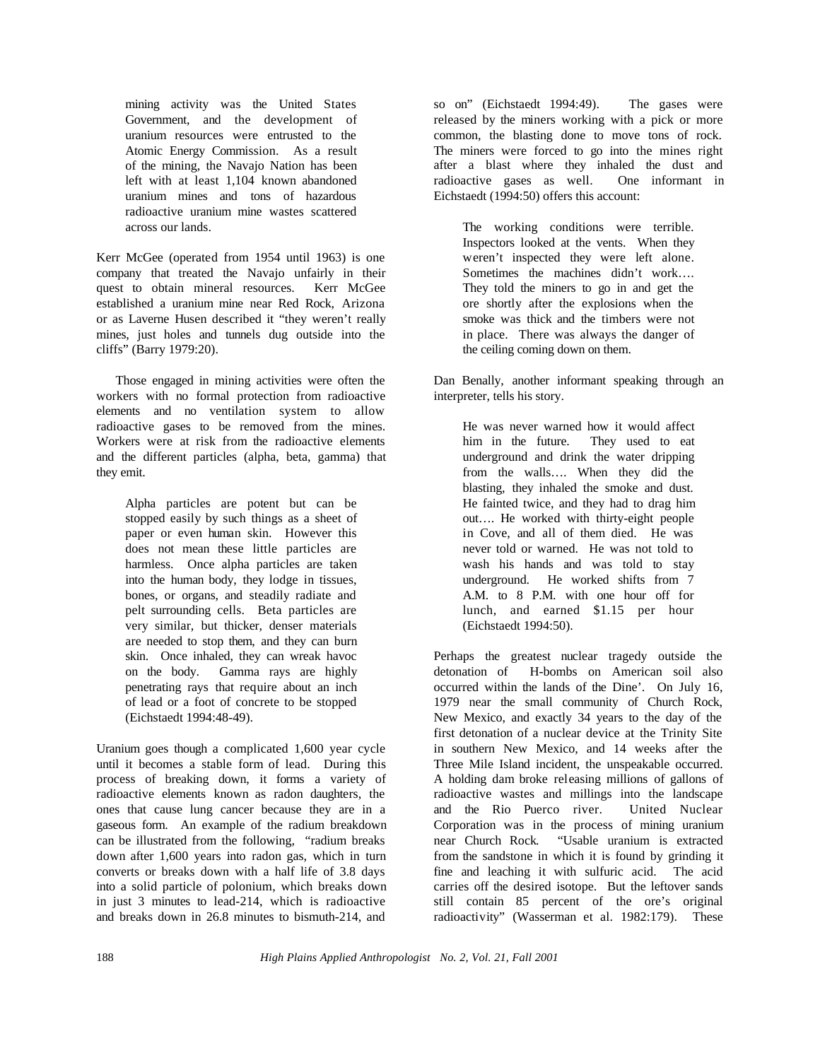> mining activity was the United States Government, and the development of uranium resources were entrusted to the Atomic Energy Commission. As a result of the mining, the Navajo Nation has been left with at least 1,104 known abandoned uranium mines and tons of hazardous radioactive uranium mine wastes scattered across our lands.

Kerr McGee (operated from 1954 until 1963) is one company that treated the Navajo unfairly in their quest to obtain mineral resources. Kerr McGee established a uranium mine near Red Rock, Arizona or as Laverne Husen described it "they weren't really mines, just holes and tunnels dug outside into the cliffs" (Barry 1979:20).

Those engaged in mining activities were often the workers with no formal protection from radioactive elements and no ventilation system to allow radioactive gases to be removed from the mines. Workers were at risk from the radioactive elements and the different particles (alpha, beta, gamma) that they emit.

> Alpha particles are potent but can be stopped easily by such things as a sheet of paper or even human skin. However this does not mean these little particles are harmless. Once alpha particles are taken into the human body, they lodge in tissues, bones, or organs, and steadily radiate and pelt surrounding cells. Beta particles are very similar, but thicker, denser materials are needed to stop them, and they can burn skin. Once inhaled, they can wreak havoc on the body. Gamma rays are highly penetrating rays that require about an inch of lead or a foot of concrete to be stopped (Eichstaedt 1994:48-49).

Uranium goes though a complicated 1,600 year cycle until it becomes a stable form of lead. During this process of breaking down, it forms a variety of radioactive elements known as radon daughters, the ones that cause lung cancer because they are in a gaseous form. An example of the radium breakdown can be illustrated from the following, "radium breaks down after 1,600 years into radon gas, which in turn converts or breaks down with a half life of 3.8 days into a solid particle of polonium, which breaks down in just 3 minutes to lead-214, which is radioactive and breaks down in 26.8 minutes to bismuth-214, and so on" (Eichstaedt 1994:49). The gases were released by the miners working with a pick or more common, the blasting done to move tons of rock. The miners were forced to go into the mines right after a blast where they inhaled the dust and radioactive gases as well. One informant in Eichstaedt (1994:50) offers this account:

> The working conditions were terrible. Inspectors looked at the vents. When they weren't inspected they were left alone. Sometimes the machines didn't work…. They told the miners to go in and get the ore shortly after the explosions when the smoke was thick and the timbers were not in place. There was always the danger of the ceiling coming down on them.

Dan Benally, another informant speaking through an interpreter, tells his story.

> He was never warned how it would affect him in the future. They used to eat underground and drink the water dripping from the walls…. When they did the blasting, they inhaled the smoke and dust. He fainted twice, and they had to drag him out…. He worked with thirty-eight people in Cove, and all of them died. He was never told or warned. He was not told to wash his hands and was told to stay underground. He worked shifts from 7 A.M. to 8 P.M. with one hour off for lunch, and earned $1.15 per hour (Eichstaedt 1994:50).

Perhaps the greatest nuclear tragedy outside the detonation of H-bombs on American soil also occurred within the lands of the Dine'. On July 16, 1979 near the small community of Church Rock, New Mexico, and exactly 34 years to the day of the first detonation of a nuclear device at the Trinity Site in southern New Mexico, and 14 weeks after the Three Mile Island incident, the unspeakable occurred. A holding dam broke releasing millions of gallons of radioactive wastes and millings into the landscape and the Rio Puerco river. United Nuclear Corporation was in the process of mining uranium near Church Rock. "Usable uranium is extracted from the sandstone in which it is found by grinding it fine and leaching it with sulfuric acid. The acid carries off the desired isotope. But the leftover sands still contain 85 percent of the ore's original radioactivity" (Wasserman et al. 1982:179). These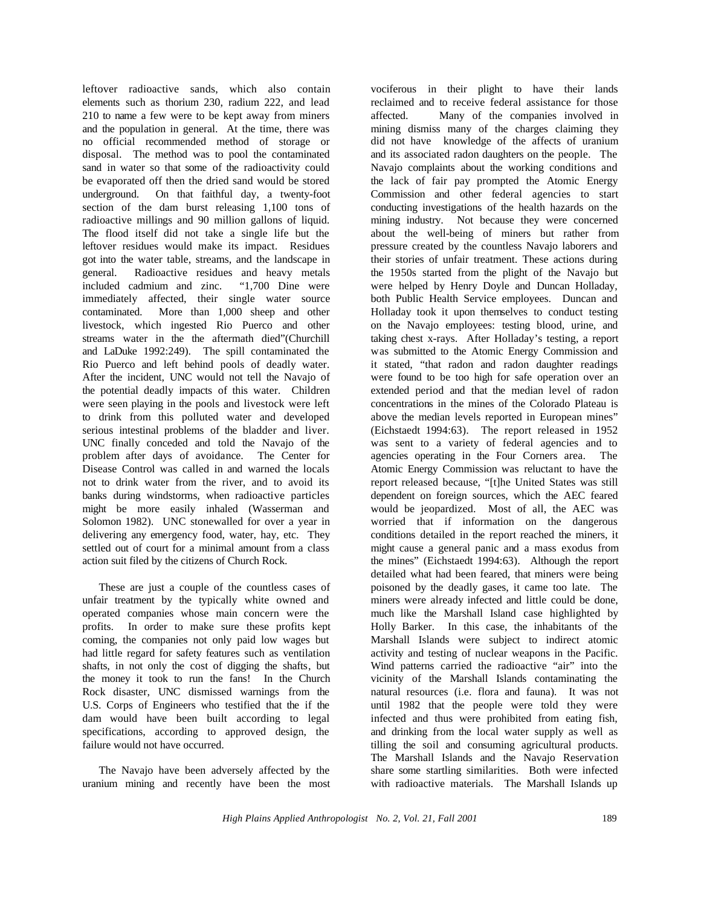leftover radioactive sands, which also contain elements such as thorium 230, radium 222, and lead 210 to name a few were to be kept away from miners and the population in general. At the time, there was no official recommended method of storage or disposal. The method was to pool the contaminated sand in water so that some of the radioactivity could be evaporated off then the dried sand would be stored underground. On that faithful day, a twenty-foot section of the dam burst releasing 1,100 tons of radioactive millings and 90 million gallons of liquid. The flood itself did not take a single life but the leftover residues would make its impact. Residues got into the water table, streams, and the landscape in general. Radioactive residues and heavy metals included cadmium and zinc. "1,700 Dine were immediately affected, their single water source contaminated. More than 1,000 sheep and other livestock, which ingested Rio Puerco and other streams water in the the aftermath died"(Churchill and LaDuke 1992:249). The spill contaminated the Rio Puerco and left behind pools of deadly water. After the incident, UNC would not tell the Navajo of the potential deadly impacts of this water. Children were seen playing in the pools and livestock were left to drink from this polluted water and developed serious intestinal problems of the bladder and liver. UNC finally conceded and told the Navajo of the problem after days of avoidance. The Center for Disease Control was called in and warned the locals not to drink water from the river, and to avoid its banks during windstorms, when radioactive particles might be more easily inhaled (Wasserman and Solomon 1982). UNC stonewalled for over a year in delivering any emergency food, water, hay, etc. They settled out of court for a minimal amount from a class action suit filed by the citizens of Church Rock.

These are just a couple of the countless cases of unfair treatment by the typically white owned and operated companies whose main concern were the profits. In order to make sure these profits kept coming, the companies not only paid low wages but had little regard for safety features such as ventilation shafts, in not only the cost of digging the shafts, but the money it took to run the fans! In the Church Rock disaster, UNC dismissed warnings from the U.S. Corps of Engineers who testified that the if the dam would have been built according to legal specifications, according to approved design, the failure would not have occurred.

The Navajo have been adversely affected by the uranium mining and recently have been the most vociferous in their plight to have their lands reclaimed and to receive federal assistance for those affected. Many of the companies involved in mining dismiss many of the charges claiming they did not have knowledge of the affects of uranium and its associated radon daughters on the people. The Navajo complaints about the working conditions and the lack of fair pay prompted the Atomic Energy Commission and other federal agencies to start conducting investigations of the health hazards on the mining industry. Not because they were concerned about the well-being of miners but rather from pressure created by the countless Navajo laborers and their stories of unfair treatment. These actions during the 1950s started from the plight of the Navajo but were helped by Henry Doyle and Duncan Holladay, both Public Health Service employees. Duncan and Holladay took it upon themselves to conduct testing on the Navajo employees: testing blood, urine, and taking chest x-rays. After Holladay's testing, a report was submitted to the Atomic Energy Commission and it stated, "that radon and radon daughter readings were found to be too high for safe operation over an extended period and that the median level of radon concentrations in the mines of the Colorado Plateau is above the median levels reported in European mines" (Eichstaedt 1994:63). The report released in 1952 was sent to a variety of federal agencies and to agencies operating in the Four Corners area. The Atomic Energy Commission was reluctant to have the report released because, "[t]he United States was still dependent on foreign sources, which the AEC feared would be jeopardized. Most of all, the AEC was worried that if information on the dangerous conditions detailed in the report reached the miners, it might cause a general panic and a mass exodus from the mines" (Eichstaedt 1994:63). Although the report detailed what had been feared, that miners were being poisoned by the deadly gases, it came too late. The miners were already infected and little could be done, much like the Marshall Island case highlighted by Holly Barker. In this case, the inhabitants of the Marshall Islands were subject to indirect atomic activity and testing of nuclear weapons in the Pacific. Wind patterns carried the radioactive "air" into the vicinity of the Marshall Islands contaminating the natural resources (i.e. flora and fauna). It was not until 1982 that the people were told they were infected and thus were prohibited from eating fish, and drinking from the local water supply as well as tilling the soil and consuming agricultural products. The Marshall Islands and the Navajo Reservation share some startling similarities. Both were infected with radioactive materials. The Marshall Islands up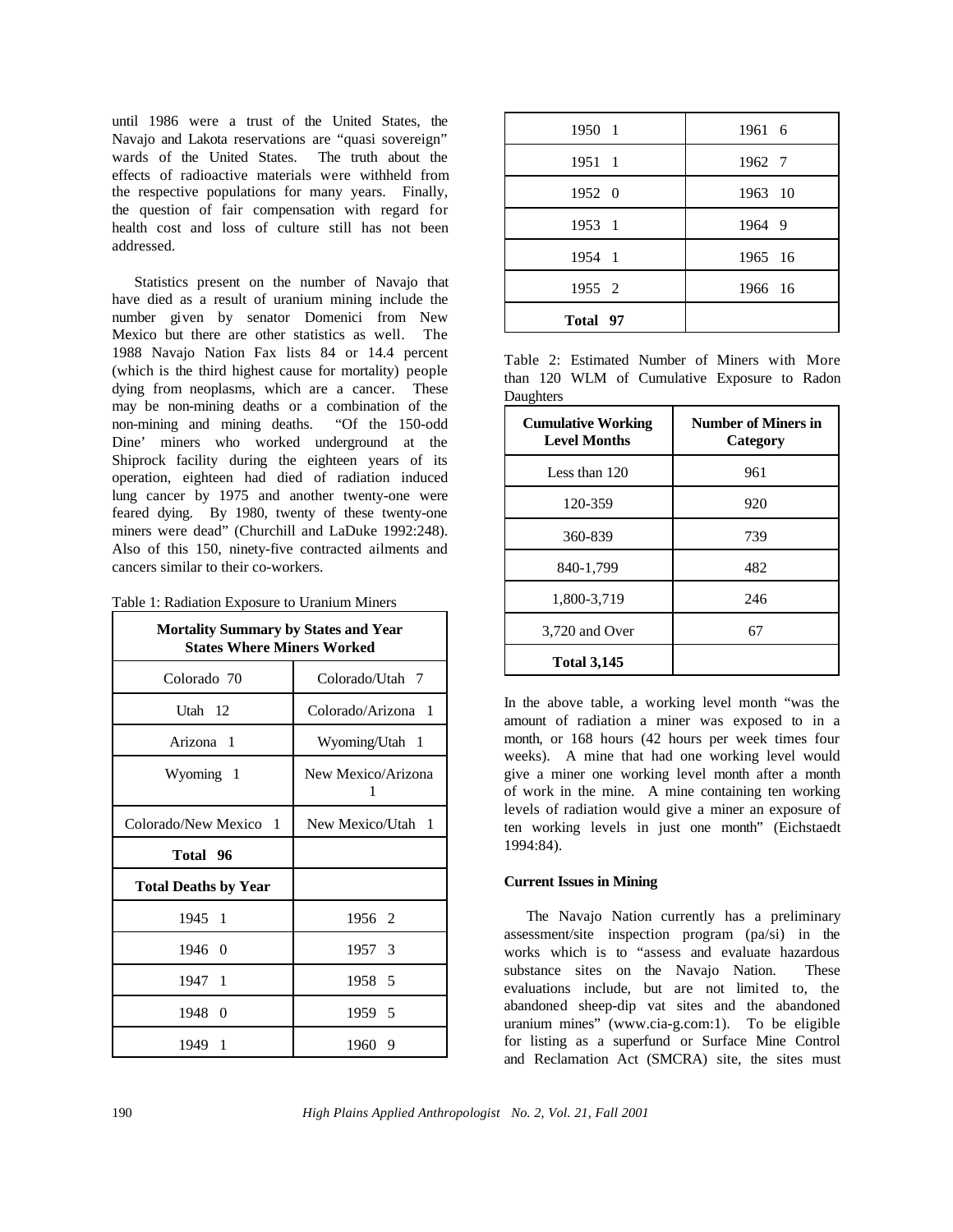until 1986 were a trust of the United States, the Navajo and Lakota reservations are "quasi sovereign" wards of the United States. The truth about the effects of radioactive materials were withheld from the respective populations for many years. Finally, the question of fair compensation with regard for health cost and loss of culture still has not been addressed.

Statistics present on the number of Navajo that have died as a result of uranium mining include the number given by senator Domenici from New Mexico but there are other statistics as well. The 1988 Navajo Nation Fax lists 84 or 14.4 percent (which is the third highest cause for mortality) people dying from neoplasms, which are a cancer. These may be non-mining deaths or a combination of the non-mining and mining deaths. "Of the 150-odd Dine' miners who worked underground at the Shiprock facility during the eighteen years of its operation, eighteen had died of radiation induced lung cancer by 1975 and another twenty-one were feared dying. By 1980, twenty of these twenty-one miners were dead" (Churchill and LaDuke 1992:248). Also of this 150, ninety-five contracted ailments and cancers similar to their co-workers.

Table 1: Radiation Exposure to Uranium Miners

| Mortality Summary by States and Year States Where Miners Worked | |
|---|---|
| Colorado 70 | Colorado/Utah 7 |
| Utah 12 | Colorado/Arizona 1 |
| Arizona 1 | Wyoming/Utah 1 |
| Wyoming 1 | New Mexico/Arizona 1 |
| Colorado/New Mexico 1 | New Mexico/Utah 1 |
| **Total 96** | |
| **Total Deaths by Year** | |
| 1945 1 | 1956 2 |
| 1946 0 | 1957 3 |
| 1947 1 | 1958 5 |
| 1948 0 | 1959 5 |
| 1949 1 | 1960 9 |
| 1950 1 | 1961 6 |
| 1951 1 | 1962 7 |
| 1952 0 | 1963 10 |
| 1953 1 | 1964 9 |
| 1954 1 | 1965 16 |
| 1955 2 | 1966 16 |
| **Total 97** | |

Table 2: Estimated Number of Miners with More than 120 WLM of Cumulative Exposure to Radon Daughters

| Cumulative Working Level Months | Number of Miners in Category |
|---|---|
| Less than 120 | 961 |
| 120-359 | 920 |
| 360-839 | 739 |
| 840-1,799 | 482 |
| 1,800-3,719 | 246 |
| 3,720 and Over | 67 |
| **Total 3,145** | |

In the above table, a working level month "was the amount of radiation a miner was exposed to in a month, or 168 hours (42 hours per week times four weeks). A mine that had one working level would give a miner one working level month after a month of work in the mine. A mine containing ten working levels of radiation would give a miner an exposure of ten working levels in just one month" (Eichstaedt 1994:84).

**Current Issues in Mining**

The Navajo Nation currently has a preliminary assessment/site inspection program (pa/si) in the works which is to "assess and evaluate hazardous substance sites on the Navajo Nation. These evaluations include, but are not limited to, the abandoned sheep-dip vat sites and the abandoned uranium mines" (www.cia-g.com:1). To be eligible for listing as a superfund or Surface Mine Control and Reclamation Act (SMCRA) site, the sites must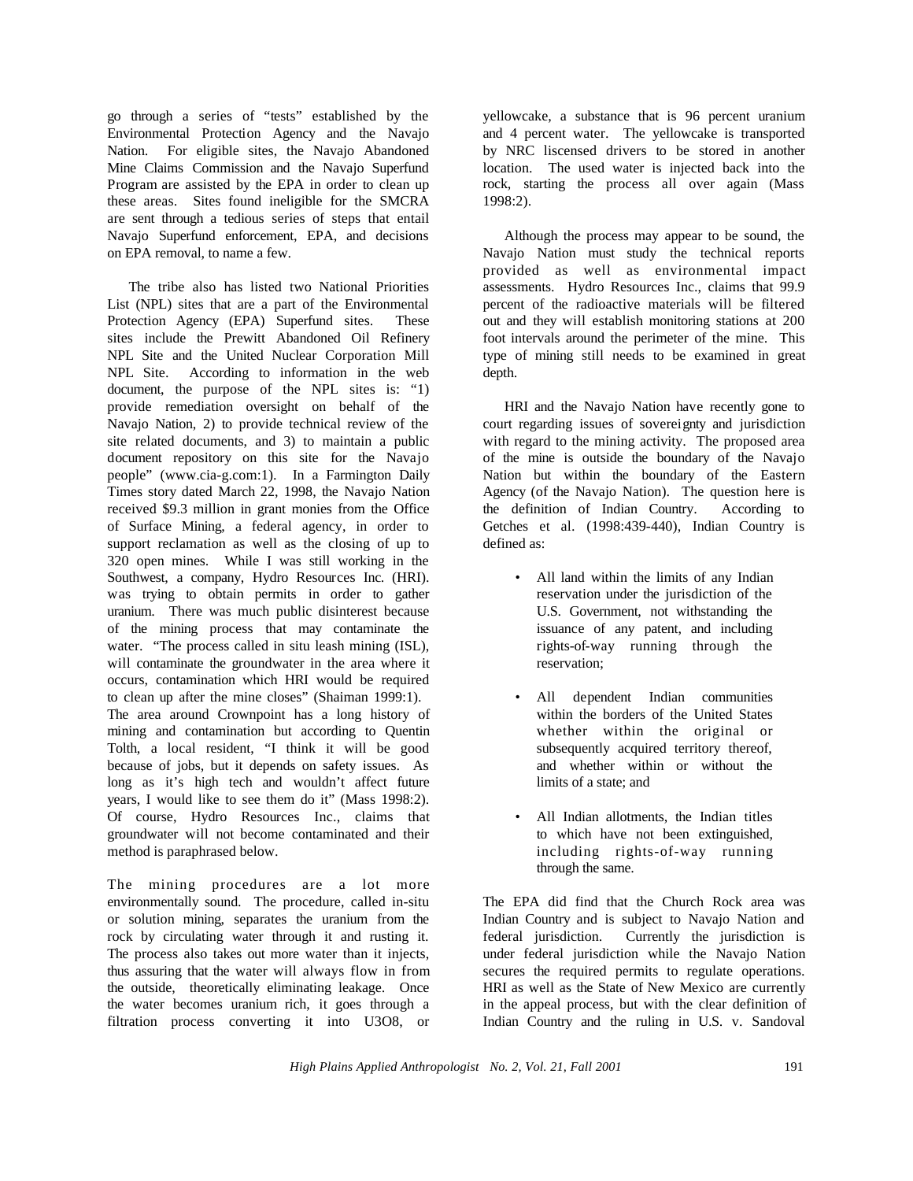go through a series of "tests" established by the Environmental Protection Agency and the Navajo Nation. For eligible sites, the Navajo Abandoned Mine Claims Commission and the Navajo Superfund Program are assisted by the EPA in order to clean up these areas. Sites found ineligible for the SMCRA are sent through a tedious series of steps that entail Navajo Superfund enforcement, EPA, and decisions on EPA removal, to name a few.

The tribe also has listed two National Priorities List (NPL) sites that are a part of the Environmental Protection Agency (EPA) Superfund sites. These sites include the Prewitt Abandoned Oil Refinery NPL Site and the United Nuclear Corporation Mill NPL Site. According to information in the web document, the purpose of the NPL sites is: "1) provide remediation oversight on behalf of the Navajo Nation, 2) to provide technical review of the site related documents, and 3) to maintain a public document repository on this site for the Navajo people" (www.cia-g.com:1). In a Farmington Daily Times story dated March 22, 1998, the Navajo Nation received $9.3 million in grant monies from the Office of Surface Mining, a federal agency, in order to support reclamation as well as the closing of up to 320 open mines. While I was still working in the Southwest, a company, Hydro Resources Inc. (HRI). was trying to obtain permits in order to gather uranium. There was much public disinterest because of the mining process that may contaminate the water. "The process called in situ leash mining (ISL), will contaminate the groundwater in the area where it occurs, contamination which HRI would be required to clean up after the mine closes" (Shaiman 1999:1). The area around Crownpoint has a long history of mining and contamination but according to Quentin Tolth, a local resident, "I think it will be good because of jobs, but it depends on safety issues. As long as it's high tech and wouldn't affect future years, I would like to see them do it" (Mass 1998:2). Of course, Hydro Resources Inc., claims that groundwater will not become contaminated and their method is paraphrased below.

The mining procedures are a lot more environmentally sound. The procedure, called in-situ or solution mining, separates the uranium from the rock by circulating water through it and rusting it. The process also takes out more water than it injects, thus assuring that the water will always flow in from the outside, theoretically eliminating leakage. Once the water becomes uranium rich, it goes through a filtration process converting it into $U_3O_8$, or yellowcake, a substance that is 96 percent uranium and 4 percent water. The yellowcake is transported by NRC liscensed drivers to be stored in another location. The used water is injected back into the rock, starting the process all over again (Mass 1998:2).

Although the process may appear to be sound, the Navajo Nation must study the technical reports provided as well as environmental impact assessments. Hydro Resources Inc., claims that 99.9 percent of the radioactive materials will be filtered out and they will establish monitoring stations at 200 foot intervals around the perimeter of the mine. This type of mining still needs to be examined in great depth.

HRI and the Navajo Nation have recently gone to court regarding issues of sovereignty and jurisdiction with regard to the mining activity. The proposed area of the mine is outside the boundary of the Navajo Nation but within the boundary of the Eastern Agency (of the Navajo Nation). The question here is the definition of Indian Country. According to Getches et al. (1998:439-440), Indian Country is defined as:

- All land within the limits of any Indian reservation under the jurisdiction of the U.S. Government, not withstanding the issuance of any patent, and including rights-of-way running through the reservation;
- All dependent Indian communities within the borders of the United States whether within the original or subsequently acquired territory thereof, and whether within or without the limits of a state; and
- All Indian allotments, the Indian titles to which have not been extinguished, including rights-of-way running through the same.

The EPA did find that the Church Rock area was Indian Country and is subject to Navajo Nation and federal jurisdiction. Currently the jurisdiction is under federal jurisdiction while the Navajo Nation secures the required permits to regulate operations. HRI as well as the State of New Mexico are currently in the appeal process, but with the clear definition of Indian Country and the ruling in U.S. v. Sandoval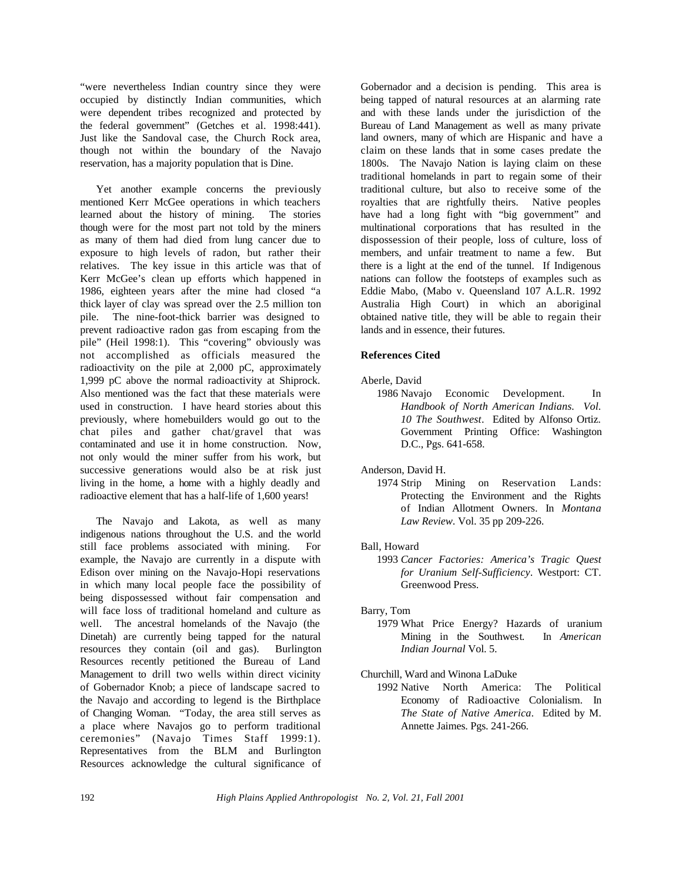"were nevertheless Indian country since they were occupied by distinctly Indian communities, which were dependent tribes recognized and protected by the federal government" (Getches et al. 1998:441). Just like the Sandoval case, the Church Rock area, though not within the boundary of the Navajo reservation, has a majority population that is Dine.

Yet another example concerns the previously mentioned Kerr McGee operations in which teachers learned about the history of mining. The stories though were for the most part not told by the miners as many of them had died from lung cancer due to exposure to high levels of radon, but rather their relatives. The key issue in this article was that of Kerr McGee's clean up efforts which happened in 1986, eighteen years after the mine had closed "a thick layer of clay was spread over the 2.5 million ton pile. The nine-foot-thick barrier was designed to prevent radioactive radon gas from escaping from the pile" (Heil 1998:1). This "covering" obviously was not accomplished as officials measured the radioactivity on the pile at 2,000 pC, approximately 1,999 pC above the normal radioactivity at Shiprock. Also mentioned was the fact that these materials were used in construction. I have heard stories about this previously, where homebuilders would go out to the chat piles and gather chat/gravel that was contaminated and use it in home construction. Now, not only would the miner suffer from his work, but successive generations would also be at risk just living in the home, a home with a highly deadly and radioactive element that has a half-life of 1,600 years!

The Navajo and Lakota, as well as many indigenous nations throughout the U.S. and the world still face problems associated with mining. For example, the Navajo are currently in a dispute with Edison over mining on the Navajo-Hopi reservations in which many local people face the possibility of being dispossessed without fair compensation and will face loss of traditional homeland and culture as well. The ancestral homelands of the Navajo (the Dinetah) are currently being tapped for the natural resources they contain (oil and gas). Burlington Resources recently petitioned the Bureau of Land Management to drill two wells within direct vicinity of Gobernador Knob; a piece of landscape sacred to the Navajo and according to legend is the Birthplace of Changing Woman. "Today, the area still serves as a place where Navajos go to perform traditional ceremonies" (Navajo Times Staff 1999:1). Representatives from the BLM and Burlington Resources acknowledge the cultural significance of Gobernador and a decision is pending. This area is being tapped of natural resources at an alarming rate and with these lands under the jurisdiction of the Bureau of Land Management as well as many private land owners, many of which are Hispanic and have a claim on these lands that in some cases predate the 1800s. The Navajo Nation is laying claim on these traditional homelands in part to regain some of their traditional culture, but also to receive some of the royalties that are rightfully theirs. Native peoples have had a long fight with "big government" and multinational corporations that has resulted in the dispossession of their people, loss of culture, loss of members, and unfair treatment to name a few. But there is a light at the end of the tunnel. If Indigenous nations can follow the footsteps of examples such as Eddie Mabo, (Mabo v. Queensland 107 A.L.R. 1992 Australia High Court) in which an aboriginal obtained native title, they will be able to regain their lands and in essence, their futures.

### References Cited

Aberle, David
: 1986 Navajo Economic Development. In *Handbook of North American Indians. Vol. 10 The Southwest*. Edited by Alfonso Ortiz. Government Printing Office: Washington D.C., Pgs. 641-658.

Anderson, David H.
: 1974 Strip Mining on Reservation Lands: Protecting the Environment and the Rights of Indian Allotment Owners. In *Montana Law Review*. Vol. 35 pp 209-226.

Ball, Howard
: 1993 *Cancer Factories: America's Tragic Quest for Uranium Self-Sufficiency*. Westport: CT. Greenwood Press.

Barry, Tom
: 1979 What Price Energy? Hazards of uranium Mining in the Southwest. In *American Indian Journal* Vol. 5.

Churchill, Ward and Winona LaDuke
: 1992 Native North America: The Political Economy of Radioactive Colonialism. In *The State of Native America*. Edited by M. Annette Jaimes. Pgs. 241-266.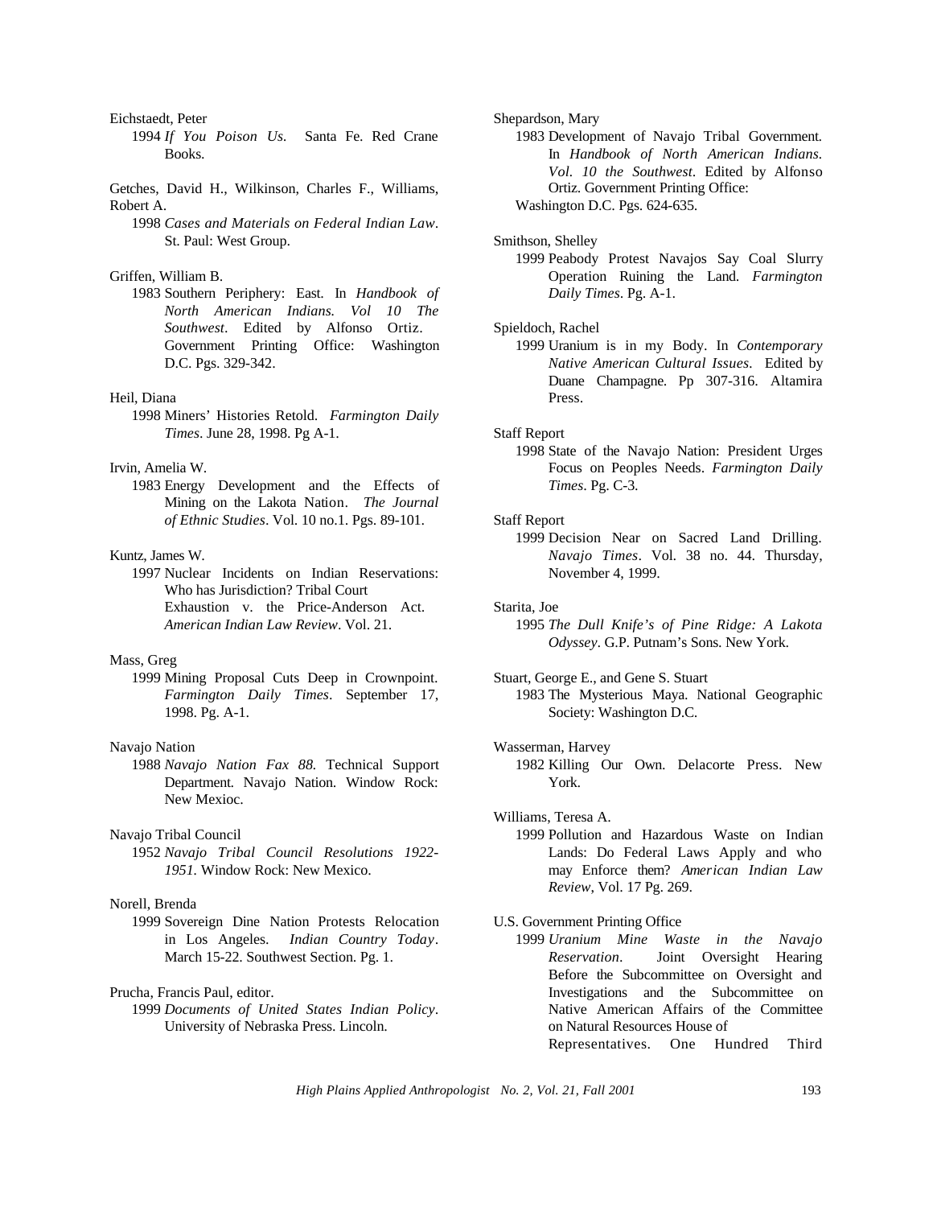Eichstaedt, Peter

1994 *If You Poison Us.* Santa Fe. Red Crane Books.

Getches, David H., Wilkinson, Charles F., Williams, Robert A.

1998 *Cases and Materials on Federal Indian Law*. St. Paul: West Group.

Griffen, William B.

1983 Southern Periphery: East. In *Handbook of North American Indians. Vol 10 The Southwest*. Edited by Alfonso Ortiz. Government Printing Office: Washington D.C. Pgs. 329-342.

Heil, Diana

1998 Miners' Histories Retold. *Farmington Daily Times*. June 28, 1998. Pg A-1.

Irvin, Amelia W.

1983 Energy Development and the Effects of Mining on the Lakota Nation. *The Journal of Ethnic Studies*. Vol. 10 no.1. Pgs. 89-101.

Kuntz, James W.

1997 Nuclear Incidents on Indian Reservations: Who has Jurisdiction? Tribal Court Exhaustion v. the Price-Anderson Act. *American Indian Law Review*. Vol. 21.

Mass, Greg

1999 Mining Proposal Cuts Deep in Crownpoint. *Farmington Daily Times*. September 17, 1998. Pg. A-1.

Navajo Nation

1988 *Navajo Nation Fax 88.* Technical Support Department. Navajo Nation. Window Rock: New Mexioc.

Navajo Tribal Council

1952 *Navajo Tribal Council Resolutions 1922-1951.* Window Rock: New Mexico.

Norell, Brenda

1999 Sovereign Dine Nation Protests Relocation in Los Angeles. *Indian Country Today*. March 15-22. Southwest Section. Pg. 1.

Prucha, Francis Paul, editor.

1999 *Documents of United States Indian Policy*. University of Nebraska Press. Lincoln.

Shepardson, Mary

1983 Development of Navajo Tribal Government. In *Handbook of North American Indians. Vol. 10 the Southwest*. Edited by Alfonso Ortiz. Government Printing Office: Washington D.C. Pgs. 624-635.

Smithson, Shelley

1999 Peabody Protest Navajos Say Coal Slurry Operation Ruining the Land. *Farmington Daily Times*. Pg. A-1.

Spieldoch, Rachel

1999 Uranium is in my Body. In *Contemporary Native American Cultural Issues*. Edited by Duane Champagne. Pp 307-316. Altamira Press.

Staff Report

1998 State of the Navajo Nation: President Urges Focus on Peoples Needs. *Farmington Daily Times*. Pg. C-3.

Staff Report

1999 Decision Near on Sacred Land Drilling. *Navajo Times*. Vol. 38 no. 44. Thursday, November 4, 1999.

Starita, Joe

1995 *The Dull Knife's of Pine Ridge: A Lakota Odyssey*. G.P. Putnam's Sons. New York.

Stuart, George E., and Gene S. Stuart

1983 The Mysterious Maya. National Geographic Society: Washington D.C.

Wasserman, Harvey

1982 Killing Our Own. Delacorte Press. New York.

Williams, Teresa A.

1999 Pollution and Hazardous Waste on Indian Lands: Do Federal Laws Apply and who may Enforce them? *American Indian Law Review*, Vol. 17 Pg. 269.

U.S. Government Printing Office

1999 *Uranium Mine Waste in the Navajo Reservation*. Joint Oversight Hearing Before the Subcommittee on Oversight and Investigations and the Subcommittee on Native American Affairs of the Committee on Natural Resources House of Representatives. One Hundred Third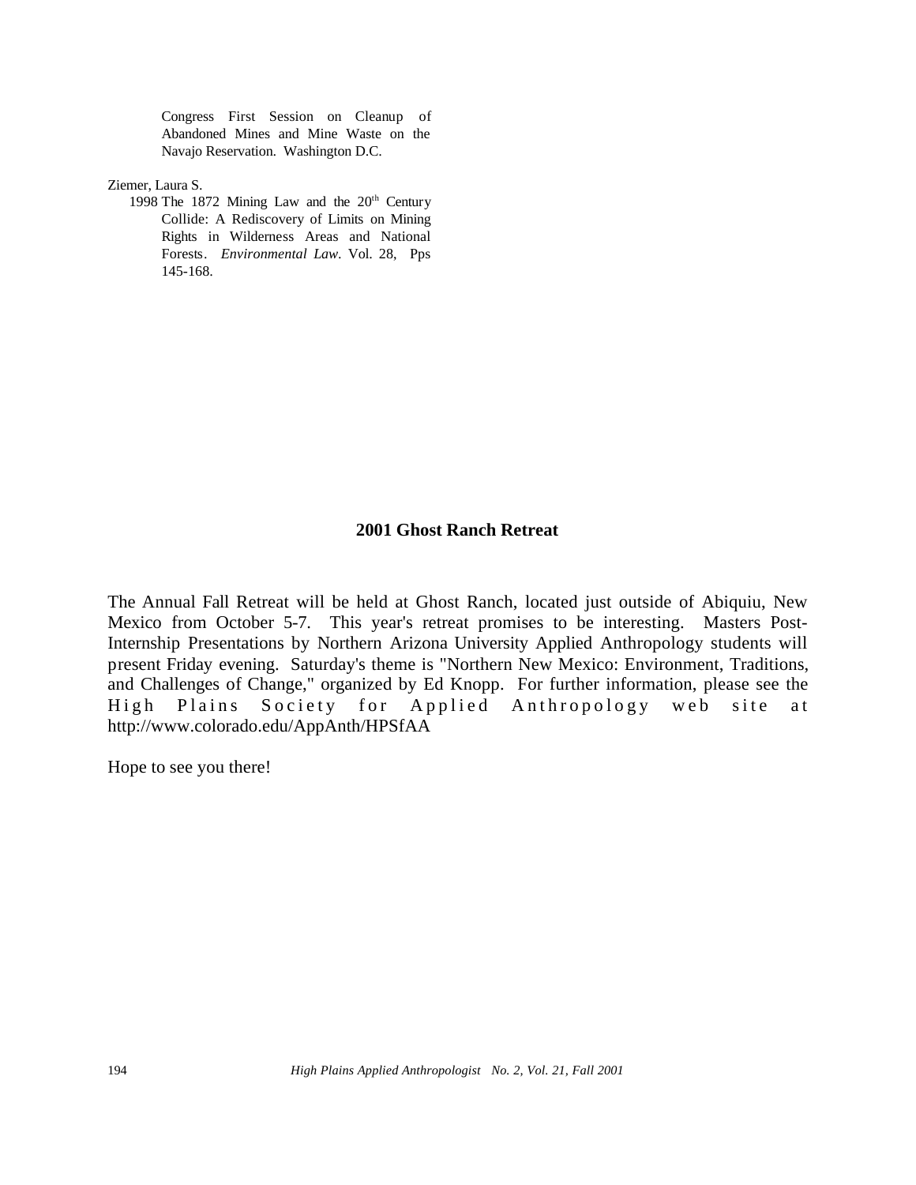Congress First Session on Cleanup of Abandoned Mines and Mine Waste on the Navajo Reservation. Washington D.C.

Ziemer, Laura S.
1998 The 1872 Mining Law and the 20th Century Collide: A Rediscovery of Limits on Mining Rights in Wilderness Areas and National Forests. *Environmental Law*. Vol. 28, Pps 145-168.

## 2001 Ghost Ranch Retreat

The Annual Fall Retreat will be held at Ghost Ranch, located just outside of Abiquiu, New Mexico from October 5-7. This year's retreat promises to be interesting. Masters Post-Internship Presentations by Northern Arizona University Applied Anthropology students will present Friday evening. Saturday's theme is "Northern New Mexico: Environment, Traditions, and Challenges of Change," organized by Ed Knopp. For further information, please see the High Plains Society for Applied Anthropology web site at http://www.colorado.edu/AppAnth/HPSfAA

Hope to see you there!